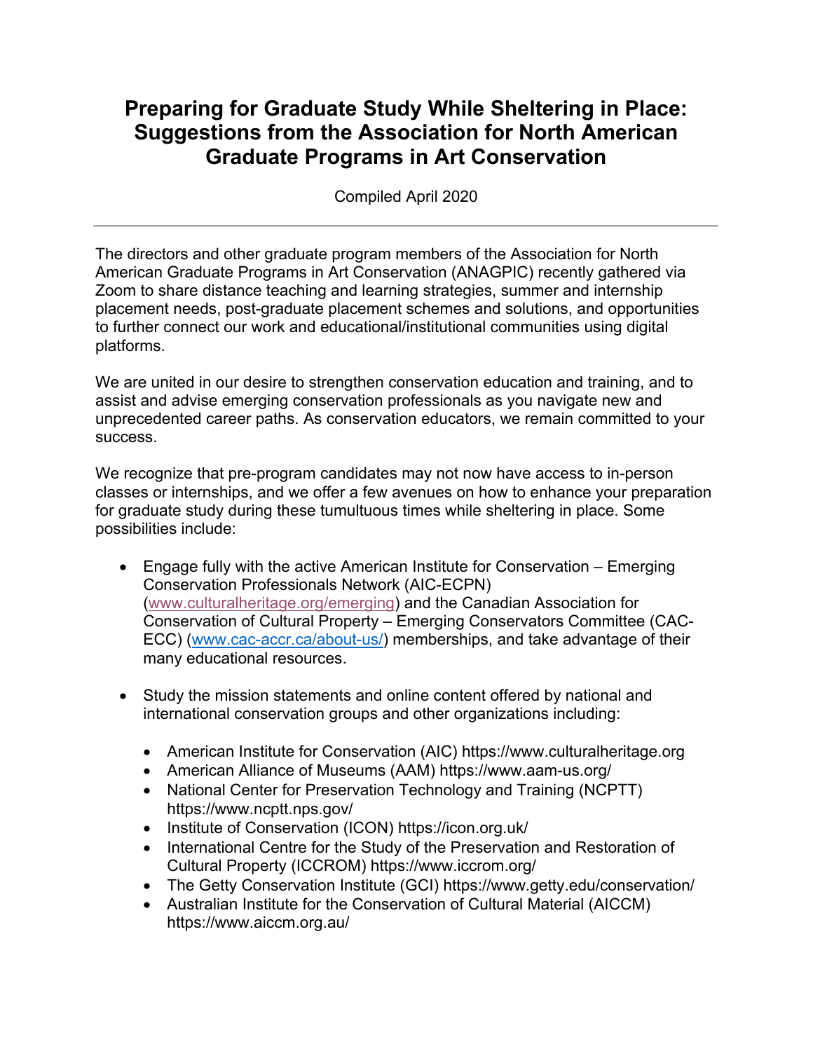# Preparing for Graduate Study While Sheltering in Place: Suggestions from the Association for North American Graduate Programs in Art Conservation

Compiled April 2020

---

The directors and other graduate program members of the Association for North American Graduate Programs in Art Conservation (ANAGPIC) recently gathered via Zoom to share distance teaching and learning strategies, summer and internship placement needs, post-graduate placement schemes and solutions, and opportunities to further connect our work and educational/institutional communities using digital platforms.

We are united in our desire to strengthen conservation education and training, and to assist and advise emerging conservation professionals as you navigate new and unprecedented career paths. As conservation educators, we remain committed to your success.

We recognize that pre-program candidates may not now have access to in-person classes or internships, and we offer a few avenues on how to enhance your preparation for graduate study during these tumultuous times while sheltering in place. Some possibilities include:

- Engage fully with the active American Institute for Conservation – Emerging Conservation Professionals Network (AIC-ECPN) (www.culturalheritage.org/emerging) and the Canadian Association for Conservation of Cultural Property – Emerging Conservators Committee (CAC-ECC) (www.cac-accr.ca/about-us/) memberships, and take advantage of their many educational resources.

- Study the mission statements and online content offered by national and international conservation groups and other organizations including:

  - American Institute for Conservation (AIC) https://www.culturalheritage.org
  - American Alliance of Museums (AAM) https://www.aam-us.org/
  - National Center for Preservation Technology and Training (NCPTT) https://www.ncptt.nps.gov/
  - Institute of Conservation (ICON) https://icon.org.uk/
  - International Centre for the Study of the Preservation and Restoration of Cultural Property (ICCROM) https://www.iccrom.org/
  - The Getty Conservation Institute (GCI) https://www.getty.edu/conservation/
  - Australian Institute for the Conservation of Cultural Material (AICCM) https://www.aiccm.org.au/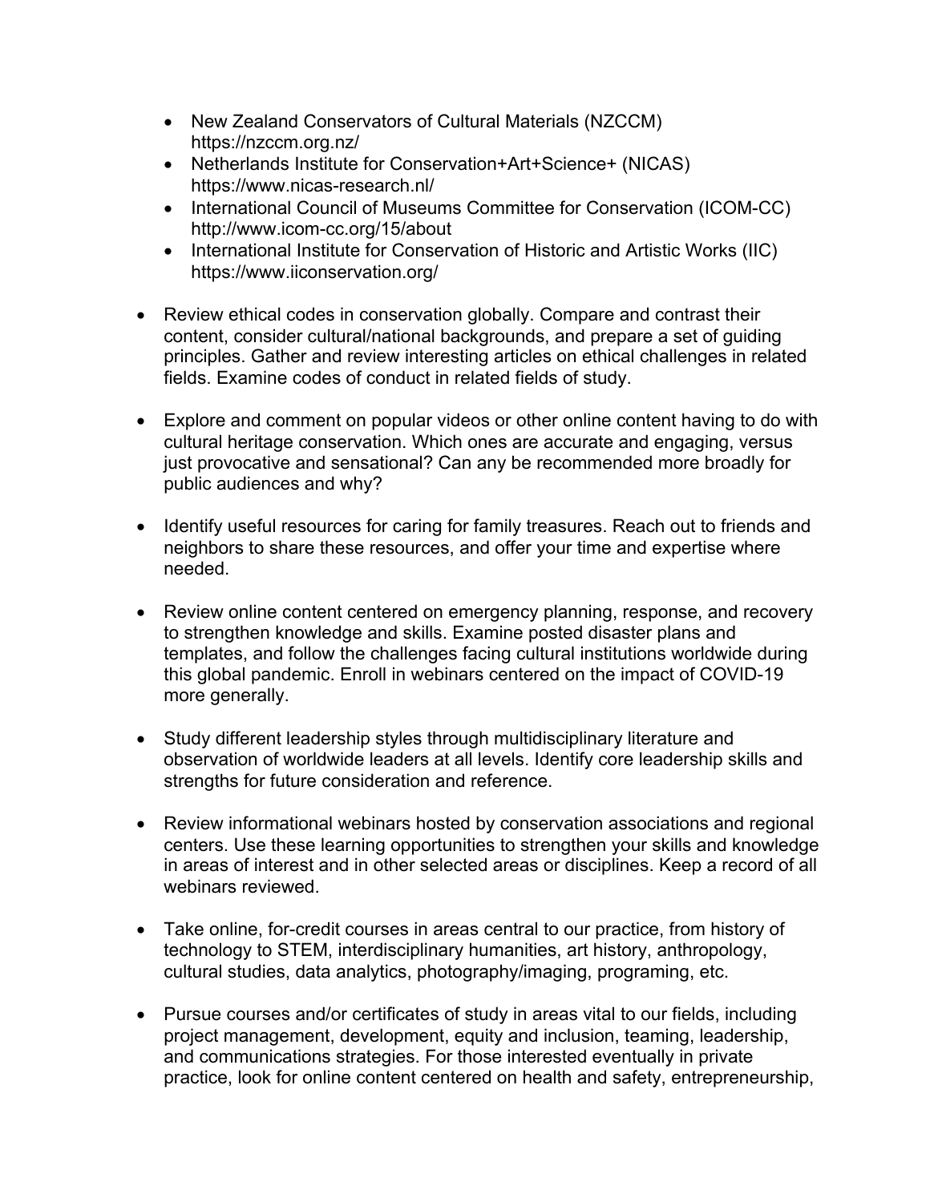- New Zealand Conservators of Cultural Materials (NZCCM) https://nzccm.org.nz/
- Netherlands Institute for Conservation+Art+Science+ (NICAS) https://www.nicas-research.nl/
- International Council of Museums Committee for Conservation (ICOM-CC) http://www.icom-cc.org/15/about
- International Institute for Conservation of Historic and Artistic Works (IIC) https://www.iiconservation.org/

- Review ethical codes in conservation globally. Compare and contrast their content, consider cultural/national backgrounds, and prepare a set of guiding principles. Gather and review interesting articles on ethical challenges in related fields. Examine codes of conduct in related fields of study.

- Explore and comment on popular videos or other online content having to do with cultural heritage conservation. Which ones are accurate and engaging, versus just provocative and sensational? Can any be recommended more broadly for public audiences and why?

- Identify useful resources for caring for family treasures. Reach out to friends and neighbors to share these resources, and offer your time and expertise where needed.

- Review online content centered on emergency planning, response, and recovery to strengthen knowledge and skills. Examine posted disaster plans and templates, and follow the challenges facing cultural institutions worldwide during this global pandemic. Enroll in webinars centered on the impact of COVID-19 more generally.

- Study different leadership styles through multidisciplinary literature and observation of worldwide leaders at all levels. Identify core leadership skills and strengths for future consideration and reference.

- Review informational webinars hosted by conservation associations and regional centers. Use these learning opportunities to strengthen your skills and knowledge in areas of interest and in other selected areas or disciplines. Keep a record of all webinars reviewed.

- Take online, for-credit courses in areas central to our practice, from history of technology to STEM, interdisciplinary humanities, art history, anthropology, cultural studies, data analytics, photography/imaging, programing, etc.

- Pursue courses and/or certificates of study in areas vital to our fields, including project management, development, equity and inclusion, teaming, leadership, and communications strategies. For those interested eventually in private practice, look for online content centered on health and safety, entrepreneurship,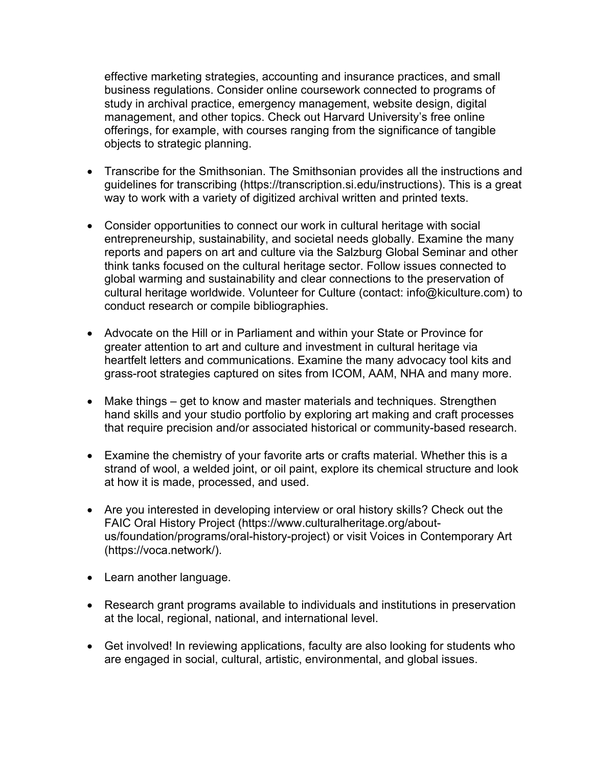effective marketing strategies, accounting and insurance practices, and small business regulations. Consider online coursework connected to programs of study in archival practice, emergency management, website design, digital management, and other topics. Check out Harvard University's free online offerings, for example, with courses ranging from the significance of tangible objects to strategic planning.

- Transcribe for the Smithsonian. The Smithsonian provides all the instructions and guidelines for transcribing (https://transcription.si.edu/instructions). This is a great way to work with a variety of digitized archival written and printed texts.

- Consider opportunities to connect our work in cultural heritage with social entrepreneurship, sustainability, and societal needs globally. Examine the many reports and papers on art and culture via the Salzburg Global Seminar and other think tanks focused on the cultural heritage sector. Follow issues connected to global warming and sustainability and clear connections to the preservation of cultural heritage worldwide. Volunteer for Culture (contact: info@kiculture.com) to conduct research or compile bibliographies.

- Advocate on the Hill or in Parliament and within your State or Province for greater attention to art and culture and investment in cultural heritage via heartfelt letters and communications. Examine the many advocacy tool kits and grass-root strategies captured on sites from ICOM, AAM, NHA and many more.

- Make things – get to know and master materials and techniques. Strengthen hand skills and your studio portfolio by exploring art making and craft processes that require precision and/or associated historical or community-based research.

- Examine the chemistry of your favorite arts or crafts material. Whether this is a strand of wool, a welded joint, or oil paint, explore its chemical structure and look at how it is made, processed, and used.

- Are you interested in developing interview or oral history skills? Check out the FAIC Oral History Project (https://www.culturalheritage.org/about-us/foundation/programs/oral-history-project) or visit Voices in Contemporary Art (https://voca.network/).

- Learn another language.

- Research grant programs available to individuals and institutions in preservation at the local, regional, national, and international level.

- Get involved! In reviewing applications, faculty are also looking for students who are engaged in social, cultural, artistic, environmental, and global issues.